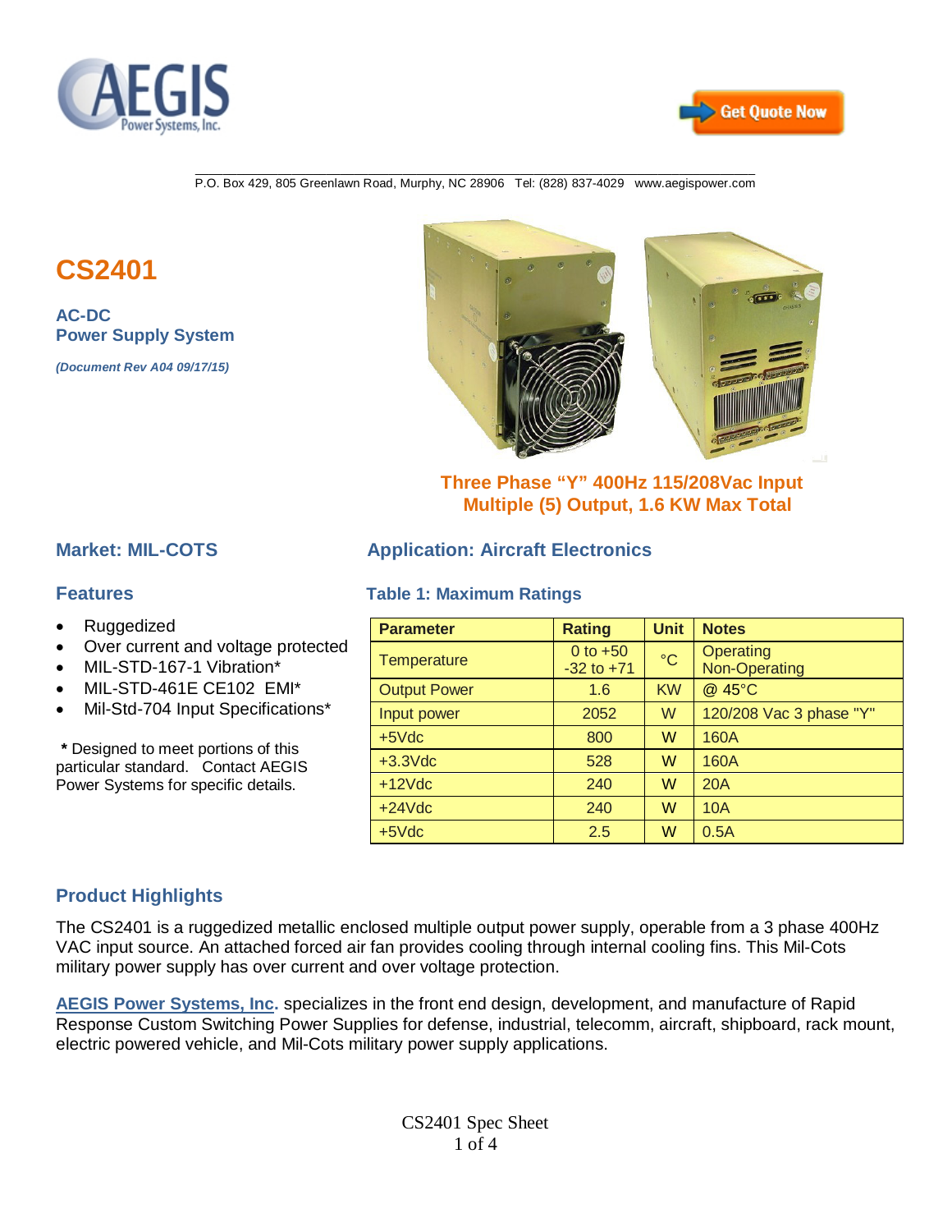P.O. Box 429, 805 Greenlawn Road, Murphy, NC 28906 Tel: (828) 837-4029 www.aegispower.com

# CS2401

**AC-DC**
**Power Supply System**

***(Document Rev A04 09/17/15)***

**Three Phase "Y" 400Hz 115/208Vac Input**
**Multiple (5) Output, 1.6 KW Max Total**

## Market: MIL-COTS

## Application: Aircraft Electronics

## Features

- Ruggedized
- Over current and voltage protected
- MIL-STD-167-1 Vibration*
- MIL-STD-461E CE102 EMI*
- Mil-Std-704 Input Specifications*

**\*** Designed to meet portions of this particular standard. Contact AEGIS Power Systems for specific details.

### Table 1: Maximum Ratings

| Parameter | Rating | Unit | Notes |
|---|---|---|---|
| Temperature | 0 to +50<br>-32 to +71 | °C | Operating<br>Non-Operating |
| Output Power | 1.6 | KW | @ 45°C |
| Input power | 2052 | W | 120/208 Vac 3 phase "Y" |
| +5Vdc | 800 | W | 160A |
| +3.3Vdc | 528 | W | 160A |
| +12Vdc | 240 | W | 20A |
| +24Vdc | 240 | W | 10A |
| +5Vdc | 2.5 | W | 0.5A |

## Product Highlights

The CS2401 is a ruggedized metallic enclosed multiple output power supply, operable from a 3 phase 400Hz VAC input source. An attached forced air fan provides cooling through internal cooling fins. This Mil-Cots military power supply has over current and over voltage protection.

**AEGIS Power Systems, Inc.** specializes in the front end design, development, and manufacture of Rapid Response Custom Switching Power Supplies for defense, industrial, telecomm, aircraft, shipboard, rack mount, electric powered vehicle, and Mil-Cots military power supply applications.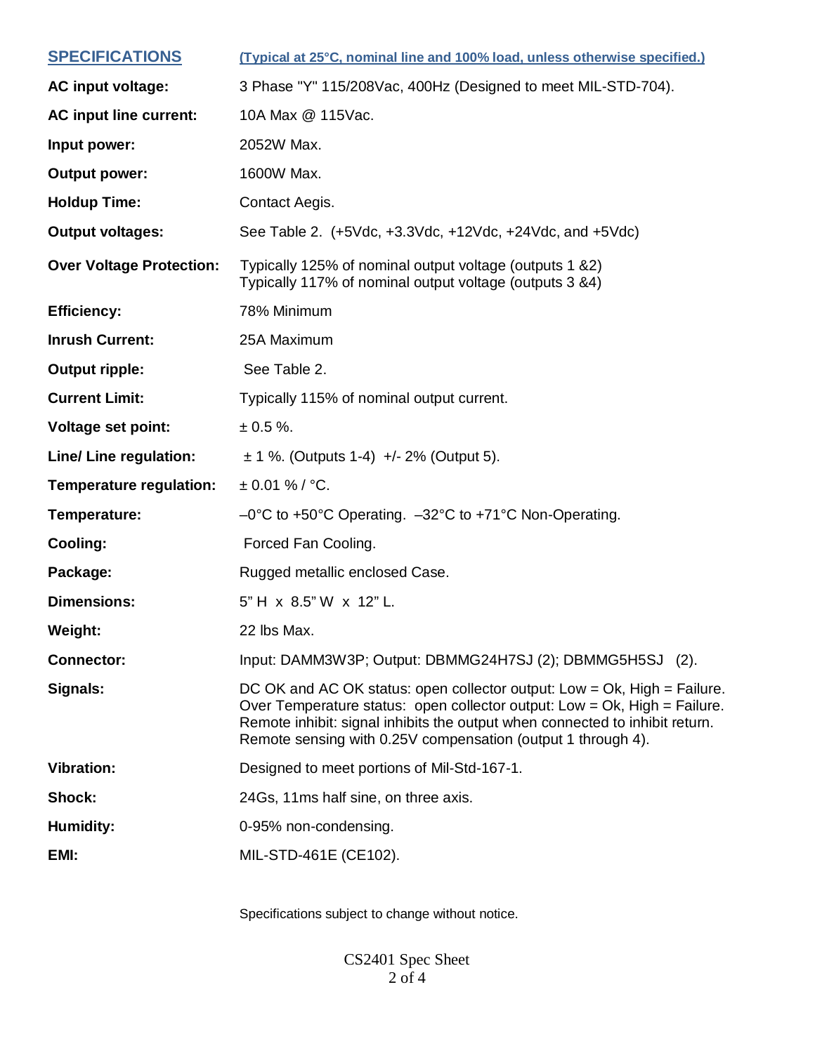## SPECIFICATIONS

**(Typical at 25°C, nominal line and 100% load, unless otherwise specified.)**

| | |
|---|---|
| **AC input voltage:** | 3 Phase "Y" 115/208Vac, 400Hz (Designed to meet MIL-STD-704). |
| **AC input line current:** | 10A Max @ 115Vac. |
| **Input power:** | 2052W Max. |
| **Output power:** | 1600W Max. |
| **Holdup Time:** | Contact Aegis. |
| **Output voltages:** | See Table 2. (+5Vdc, +3.3Vdc, +12Vdc, +24Vdc, and +5Vdc) |
| **Over Voltage Protection:** | Typically 125% of nominal output voltage (outputs 1 &2)<br>Typically 117% of nominal output voltage (outputs 3 &4) |
| **Efficiency:** | 78% Minimum |
| **Inrush Current:** | 25A Maximum |
| **Output ripple:** | See Table 2. |
| **Current Limit:** | Typically 115% of nominal output current. |
| **Voltage set point:** | ± 0.5 %. |
| **Line/ Line regulation:** | ± 1 %. (Outputs 1-4) +/- 2% (Output 5). |
| **Temperature regulation:** | ± 0.01 % / °C. |
| **Temperature:** | –0°C to +50°C Operating. –32°C to +71°C Non-Operating. |
| **Cooling:** | Forced Fan Cooling. |
| **Package:** | Rugged metallic enclosed Case. |
| **Dimensions:** | 5" H x 8.5" W x 12" L. |
| **Weight:** | 22 lbs Max. |
| **Connector:** | Input: DAMM3W3P; Output: DBMMG24H7SJ (2); DBMMG5H5SJ (2). |
| **Signals:** | DC OK and AC OK status: open collector output: Low = Ok, High = Failure.<br>Over Temperature status: open collector output: Low = Ok, High = Failure.<br>Remote inhibit: signal inhibits the output when connected to inhibit return.<br>Remote sensing with 0.25V compensation (output 1 through 4). |
| **Vibration:** | Designed to meet portions of Mil-Std-167-1. |
| **Shock:** | 24Gs, 11ms half sine, on three axis. |
| **Humidity:** | 0-95% non-condensing. |
| **EMI:** | MIL-STD-461E (CE102). |

Specifications subject to change without notice.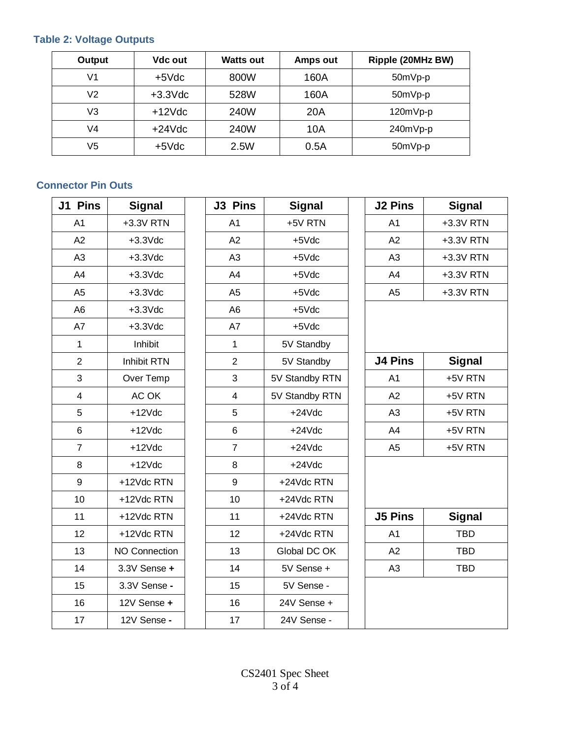### Table 2: Voltage Outputs

| Output | Vdc out | Watts out | Amps out | Ripple (20MHz BW) |
|---|---|---|---|---|
| V1 | +5Vdc | 800W | 160A | 50mVp-p |
| V2 | +3.3Vdc | 528W | 160A | 50mVp-p |
| V3 | +12Vdc | 240W | 20A | 120mVp-p |
| V4 | +24Vdc | 240W | 10A | 240mVp-p |
| V5 | +5Vdc | 2.5W | 0.5A | 50mVp-p |

### Connector Pin Outs

| J1 Pins | Signal |
|---|---|
| A1 | +3.3V RTN |
| A2 | +3.3Vdc |
| A3 | +3.3Vdc |
| A4 | +3.3Vdc |
| A5 | +3.3Vdc |
| A6 | +3.3Vdc |
| A7 | +3.3Vdc |
| 1 | Inhibit |
| 2 | Inhibit RTN |
| 3 | Over Temp |
| 4 | AC OK |
| 5 | +12Vdc |
| 6 | +12Vdc |
| 7 | +12Vdc |
| 8 | +12Vdc |
| 9 | +12Vdc RTN |
| 10 | +12Vdc RTN |
| 11 | +12Vdc RTN |
| 12 | +12Vdc RTN |
| 13 | NO Connection |
| 14 | 3.3V Sense **+** |
| 15 | 3.3V Sense **-** |
| 16 | 12V Sense **+** |
| 17 | 12V Sense **-** |

| J3 Pins | Signal |
|---|---|
| A1 | +5V RTN |
| A2 | +5Vdc |
| A3 | +5Vdc |
| A4 | +5Vdc |
| A5 | +5Vdc |
| A6 | +5Vdc |
| A7 | +5Vdc |
| 1 | 5V Standby |
| 2 | 5V Standby |
| 3 | 5V Standby RTN |
| 4 | 5V Standby RTN |
| 5 | +24Vdc |
| 6 | +24Vdc |
| 7 | +24Vdc |
| 8 | +24Vdc |
| 9 | +24Vdc RTN |
| 10 | +24Vdc RTN |
| 11 | +24Vdc RTN |
| 12 | +24Vdc RTN |
| 13 | Global DC OK |
| 14 | 5V Sense + |
| 15 | 5V Sense - |
| 16 | 24V Sense + |
| 17 | 24V Sense - |

| J2 Pins | Signal |
|---|---|
| A1 | +3.3V RTN |
| A2 | +3.3V RTN |
| A3 | +3.3V RTN |
| A4 | +3.3V RTN |
| A5 | +3.3V RTN |

| J4 Pins | Signal |
|---|---|
| A1 | +5V RTN |
| A2 | +5V RTN |
| A3 | +5V RTN |
| A4 | +5V RTN |
| A5 | +5V RTN |

| J5 Pins | Signal |
|---|---|
| A1 | TBD |
| A2 | TBD |
| A3 | TBD |

CS2401 Spec Sheet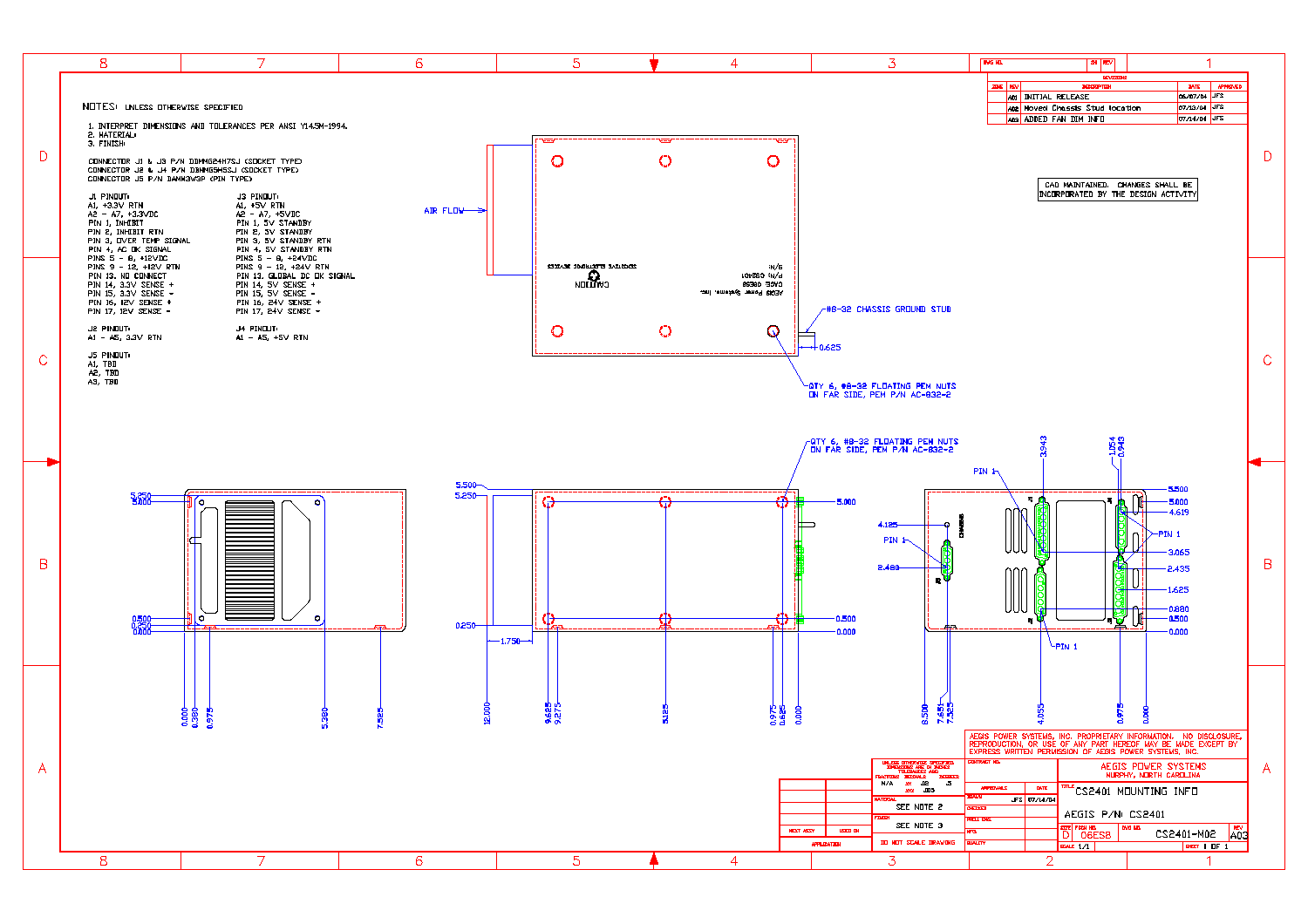NOTES: UNLESS OTHERWISE SPECIFIED

1. INTERPRET DIMENSIONS AND TOLERANCES PER ANSI Y14.5M-1994.
2. MATERIAL:
3. FINISH:

CONNECTOR J1 & J3 P/N DDMM624H7SJ (SOCKET TYPE)
CONNECTOR J2 & J4 P/N DBMM65H5SJ (SOCKET TYPE)
CONNECTOR J5 P/N DAMW3W3P (PIN TYPE)

J1 PINOUT:
A1, +3.3V RTN
A2 - A7, +3.3VDC
PIN 1, INHIBIT
PIN 2, INHIBIT RTN
PIN 3, OVER TEMP SIGNAL
PIN 4, AC OK SIGNAL
PINS 5 - 8, +12VDC
PINS 9 - 12, +12V RTN
PIN 13, NO CONNECT
PIN 14, 3.3V SENSE +
PIN 15, 3.3V SENSE -
PIN 16, 12V SENSE +
PIN 17, 12V SENSE -

J3 PINOUT:
A1, +5V RTN
A2 - A7, +5VDC
PIN 1, 5V STANDBY
PIN 2, 5V STANDBY
PIN 3, 5V STANDBY RTN
PIN 4, 5V STANDBY RTN
PINS 5 - 8, +24VDC
PINS 9 - 12, +24V RTN
PIN 13, GLOBAL DC OK SIGNAL
PIN 14, 5V SENSE +
PIN 15, 5V SENSE -
PIN 16, 24V SENSE +
PIN 17, 24V SENSE -

J2 PINOUT:
A1 - A5, 3.3V RTN

J4 PINOUT:
A1 - A5, +5V RTN

J5 PINOUT:
A1, TBD
A2, TBD
A3, TBD

| ZONE | REV | DESCRIPTION | DATE | APPROVED |
|---|---|---|---|---|
| | A01 | INITIAL RELEASE | 06/07/04 | JFS |
| | A02 | Moved Chassis Stud location | 07/13/04 | JFS |
| | A03 | ADDED FAN DIM INFO | 07/14/04 | JFS |

CAD MAINTAINED. CHANGES SHALL BE INCORPORATED BY THE DESIGN ACTIVITY

AIR FLOW

CAUTION SENSITIVE ELECTRONIC DEVICES

AEGIS Power Systems, Inc. CAGE 06ES8 P/N CS2401 S/N

#8-32 CHASSIS GROUND STUD

0.625

QTY 6, #8-32 FLOATING PEM NUTS ON FAR SIDE, PEM P/N AC-832-2

5.250
5.000
0.500
0.250
0.000
0.000
0.380
0.975
5.380
7.525

5.500
5.250
0.250
1.750
12.000
9.625
9.275
5.125
0.975
0.625
0.000
5.000
0.500
0.000

PIN 1
3.943
1.054
0.943
5.500
5.000
4.619
4.125
PIN 1
2.480
PIN 1
3.065
2.435
1.625
0.880
0.500
0.000
PIN 1
8.500
7.451
7.325
4.055
0.975
0.000

AEGIS POWER SYSTEMS, INC. PROPRIETARY INFORMATION. NO DISCLOSURE, REPRODUCTION, OR USE OF ANY PART HEREOF MAY BE MADE EXCEPT BY EXPRESS WRITTEN PERMISSION OF AEGIS POWER SYSTEMS, INC.

UNLESS OTHERWISE SPECIFIED DIMENSIONS ARE IN INCHES TOLERANCES ARE: FRACTIONS N/A, DECIMALS .XX .XXX, ANGLES .5

MATERIAL: SEE NOTE 2
FINISH: SEE NOTE 3
DO NOT SCALE DRAWING

NEXT ASSY | USED ON
APPLICATION

DRAWN: JFS 07/14/04

AEGIS POWER SYSTEMS
MURPHY, NORTH CAROLINA

TITLE: CS2401 MOUNTING INFO

AEGIS P/N: CS2401

SIZE: D | FSCM NO: 06ES8 | DWG NO: CS2401-M02 | REV: A03

SCALE 1/1 | SHEET 1 OF 1